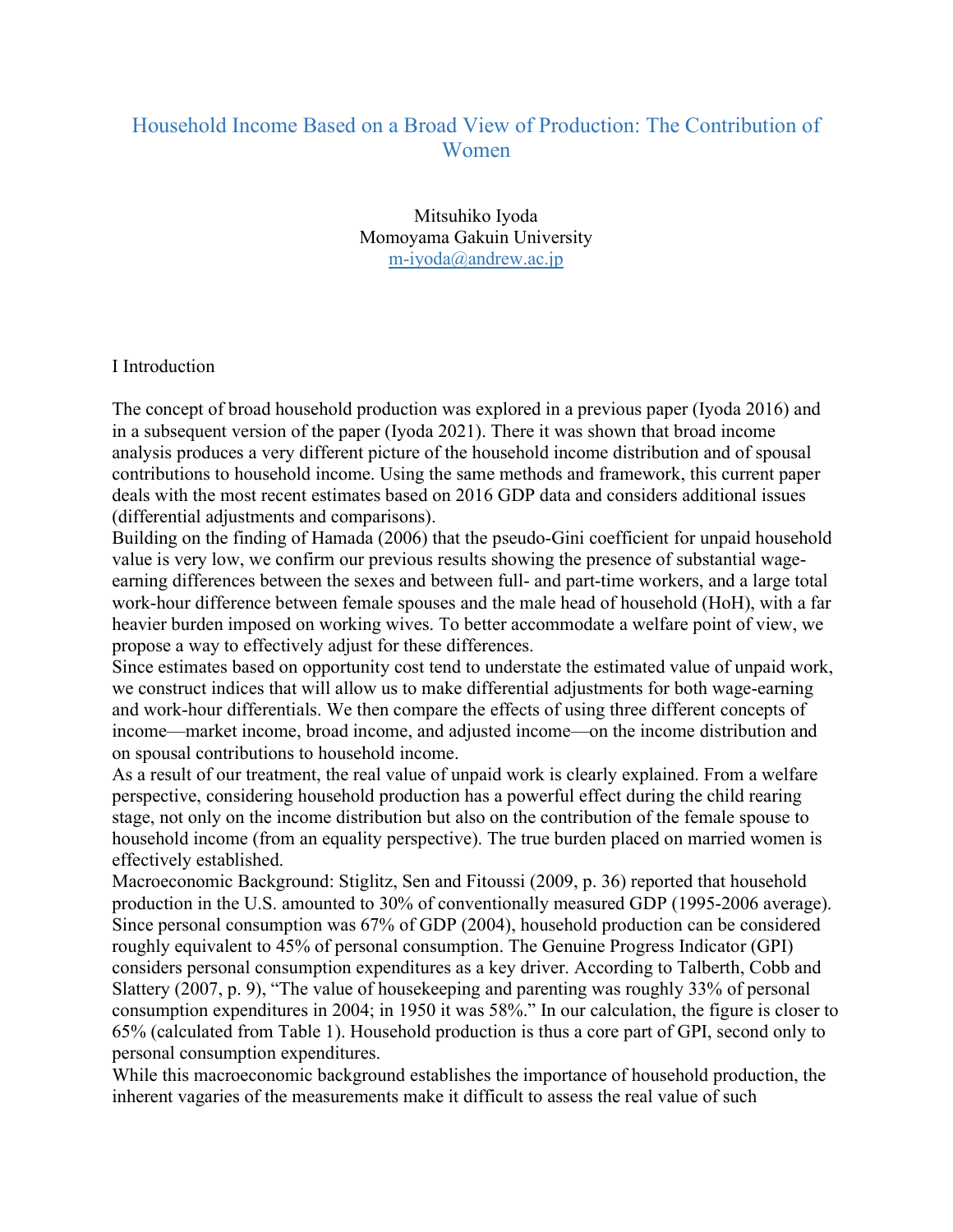# Household Income Based on a Broad View of Production: The Contribution of Women

Mitsuhiko Iyoda
Momoyama Gakuin University
m-iyoda@andrew.ac.jp

## I Introduction

The concept of broad household production was explored in a previous paper (Iyoda 2016) and in a subsequent version of the paper (Iyoda 2021). There it was shown that broad income analysis produces a very different picture of the household income distribution and of spousal contributions to household income. Using the same methods and framework, this current paper deals with the most recent estimates based on 2016 GDP data and considers additional issues (differential adjustments and comparisons).

Building on the finding of Hamada (2006) that the pseudo-Gini coefficient for unpaid household value is very low, we confirm our previous results showing the presence of substantial wage-earning differences between the sexes and between full- and part-time workers, and a large total work-hour difference between female spouses and the male head of household (HoH), with a far heavier burden imposed on working wives. To better accommodate a welfare point of view, we propose a way to effectively adjust for these differences.

Since estimates based on opportunity cost tend to understate the estimated value of unpaid work, we construct indices that will allow us to make differential adjustments for both wage-earning and work-hour differentials. We then compare the effects of using three different concepts of income—market income, broad income, and adjusted income—on the income distribution and on spousal contributions to household income.

As a result of our treatment, the real value of unpaid work is clearly explained. From a welfare perspective, considering household production has a powerful effect during the child rearing stage, not only on the income distribution but also on the contribution of the female spouse to household income (from an equality perspective). The true burden placed on married women is effectively established.

Macroeconomic Background: Stiglitz, Sen and Fitoussi (2009, p. 36) reported that household production in the U.S. amounted to 30% of conventionally measured GDP (1995-2006 average). Since personal consumption was 67% of GDP (2004), household production can be considered roughly equivalent to 45% of personal consumption. The Genuine Progress Indicator (GPI) considers personal consumption expenditures as a key driver. According to Talberth, Cobb and Slattery (2007, p. 9), "The value of housekeeping and parenting was roughly 33% of personal consumption expenditures in 2004; in 1950 it was 58%." In our calculation, the figure is closer to 65% (calculated from Table 1). Household production is thus a core part of GPI, second only to personal consumption expenditures.

While this macroeconomic background establishes the importance of household production, the inherent vagaries of the measurements make it difficult to assess the real value of such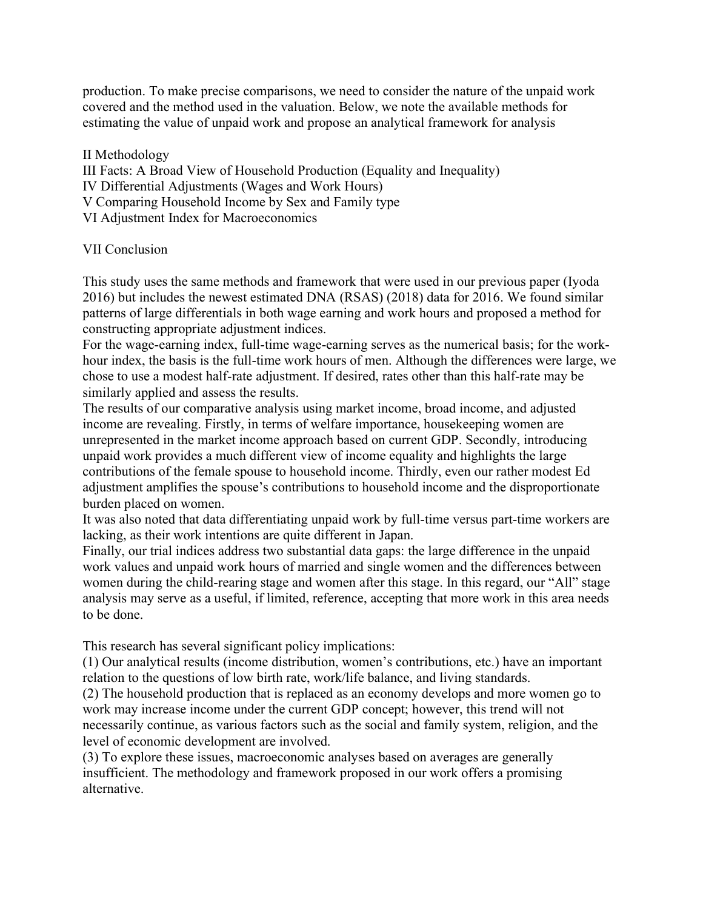production. To make precise comparisons, we need to consider the nature of the unpaid work covered and the method used in the valuation. Below, we note the available methods for estimating the value of unpaid work and propose an analytical framework for analysis

II Methodology
III Facts: A Broad View of Household Production (Equality and Inequality)
IV Differential Adjustments (Wages and Work Hours)
V Comparing Household Income by Sex and Family type
VI Adjustment Index for Macroeconomics

## VII Conclusion

This study uses the same methods and framework that were used in our previous paper (Iyoda 2016) but includes the newest estimated DNA (RSAS) (2018) data for 2016. We found similar patterns of large differentials in both wage earning and work hours and proposed a method for constructing appropriate adjustment indices.

For the wage-earning index, full-time wage-earning serves as the numerical basis; for the work-hour index, the basis is the full-time work hours of men. Although the differences were large, we chose to use a modest half-rate adjustment. If desired, rates other than this half-rate may be similarly applied and assess the results.

The results of our comparative analysis using market income, broad income, and adjusted income are revealing. Firstly, in terms of welfare importance, housekeeping women are unrepresented in the market income approach based on current GDP. Secondly, introducing unpaid work provides a much different view of income equality and highlights the large contributions of the female spouse to household income. Thirdly, even our rather modest Ed adjustment amplifies the spouse's contributions to household income and the disproportionate burden placed on women.

It was also noted that data differentiating unpaid work by full-time versus part-time workers are lacking, as their work intentions are quite different in Japan.

Finally, our trial indices address two substantial data gaps: the large difference in the unpaid work values and unpaid work hours of married and single women and the differences between women during the child-rearing stage and women after this stage. In this regard, our "All" stage analysis may serve as a useful, if limited, reference, accepting that more work in this area needs to be done.

This research has several significant policy implications:

(1) Our analytical results (income distribution, women's contributions, etc.) have an important relation to the questions of low birth rate, work/life balance, and living standards.

(2) The household production that is replaced as an economy develops and more women go to work may increase income under the current GDP concept; however, this trend will not necessarily continue, as various factors such as the social and family system, religion, and the level of economic development are involved.

(3) To explore these issues, macroeconomic analyses based on averages are generally insufficient. The methodology and framework proposed in our work offers a promising alternative.